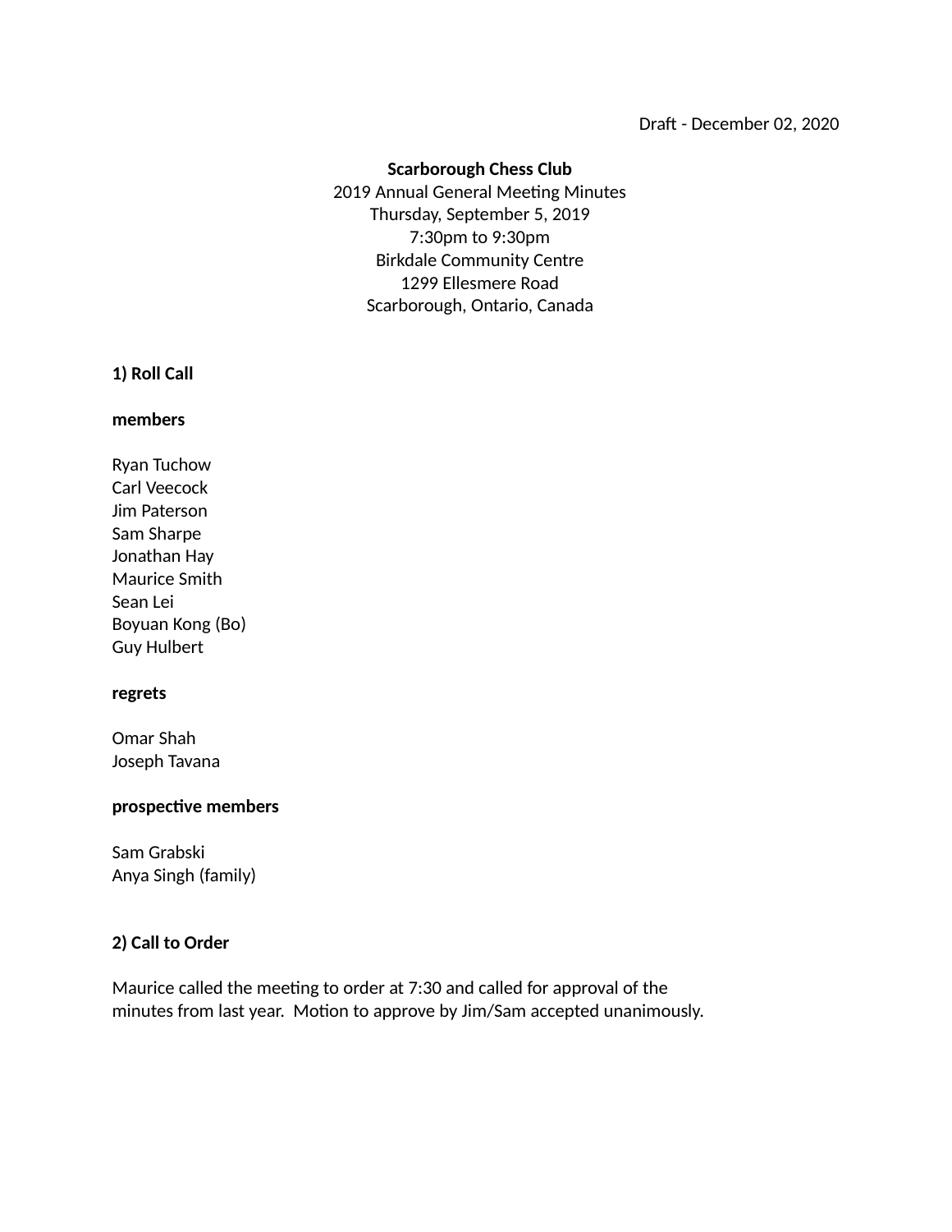Draft - December 02, 2020

**Scarborough Chess Club**
2019 Annual General Meeting Minutes
Thursday, September 5, 2019
7:30pm to 9:30pm
Birkdale Community Centre
1299 Ellesmere Road
Scarborough, Ontario, Canada

**1) Roll Call**

**members**

Ryan Tuchow
Carl Veecock
Jim Paterson
Sam Sharpe
Jonathan Hay
Maurice Smith
Sean Lei
Boyuan Kong (Bo)
Guy Hulbert

**regrets**

Omar Shah
Joseph Tavana

**prospective members**

Sam Grabski
Anya Singh (family)

**2) Call to Order**

Maurice called the meeting to order at 7:30 and called for approval of the minutes from last year. Motion to approve by Jim/Sam accepted unanimously.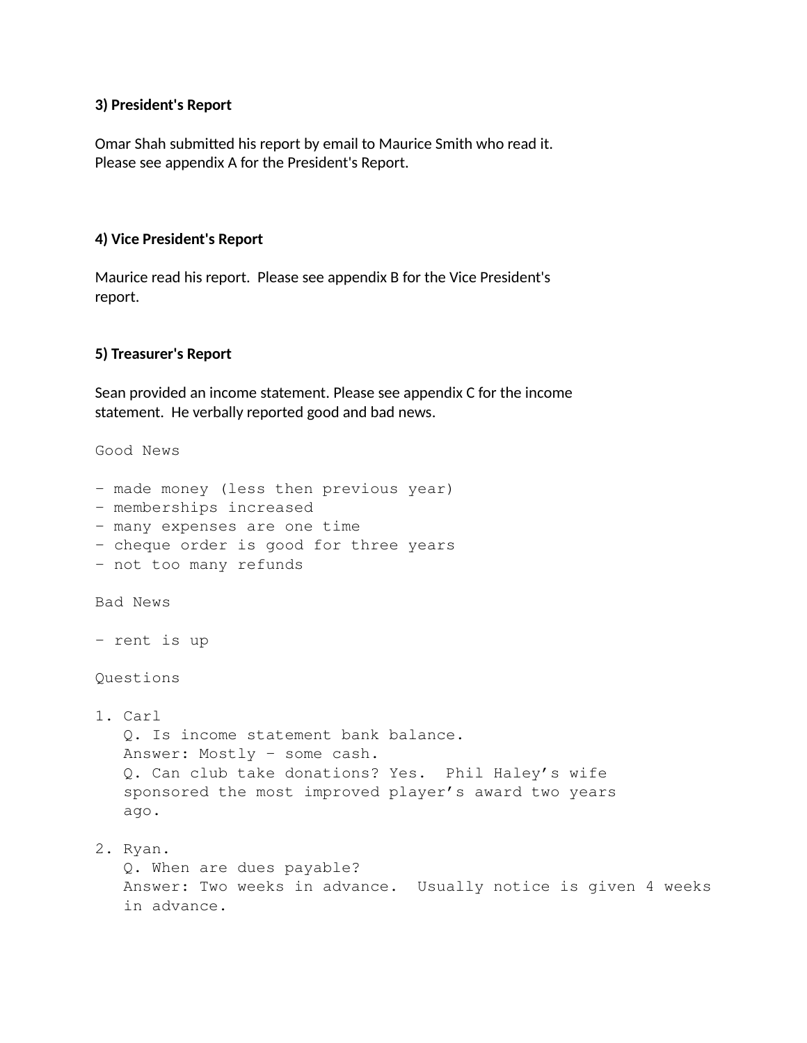**3) President's Report**

Omar Shah submitted his report by email to Maurice Smith who read it. Please see appendix A for the President's Report.

**4) Vice President's Report**

Maurice read his report. Please see appendix B for the Vice President's report.

**5) Treasurer's Report**

Sean provided an income statement. Please see appendix C for the income statement. He verbally reported good and bad news.

```
Good News

- made money (less then previous year)
- memberships increased
- many expenses are one time
- cheque order is good for three years
- not too many refunds

Bad News

- rent is up

Questions

1. Carl
   Q. Is income statement bank balance.
   Answer: Mostly – some cash.
   Q. Can club take donations? Yes.  Phil Haley's wife
   sponsored the most improved player's award two years
   ago.

2. Ryan.
   Q. When are dues payable?
   Answer: Two weeks in advance.  Usually notice is given 4 weeks
   in advance.
```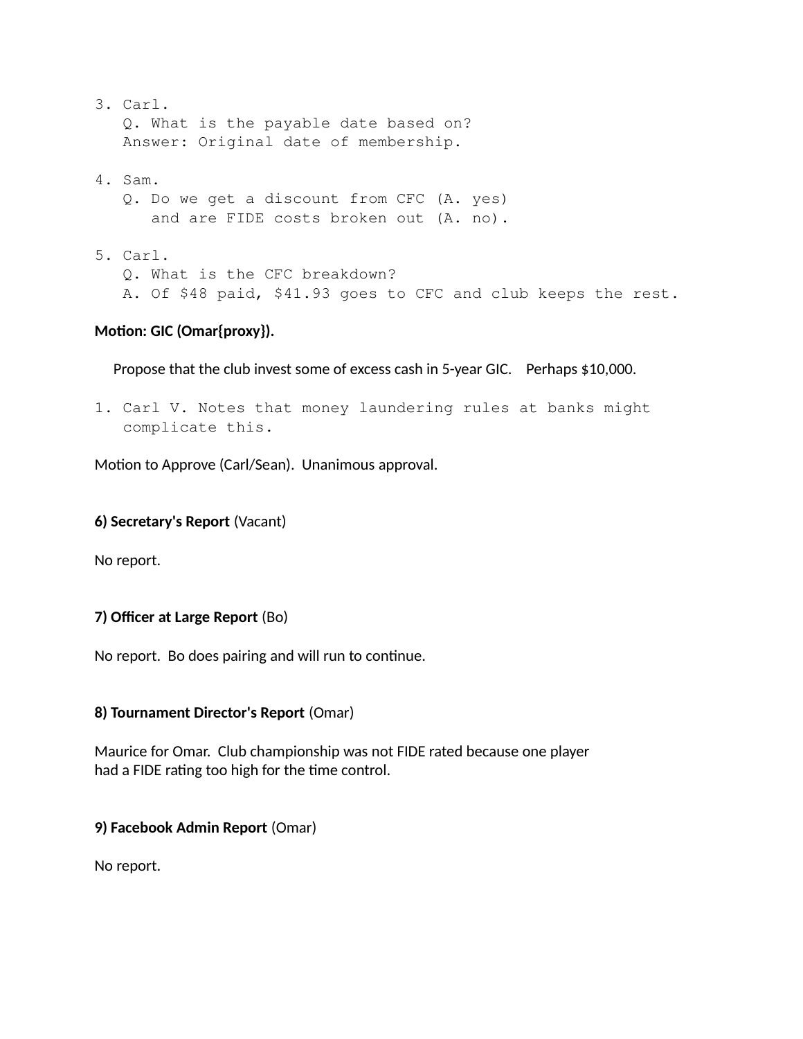3. Carl.
   Q. What is the payable date based on?
   Answer: Original date of membership.

4. Sam.
   Q. Do we get a discount from CFC (A. yes)
   and are FIDE costs broken out (A. no).

5. Carl.
   Q. What is the CFC breakdown?
   A. Of $48 paid, $41.93 goes to CFC and club keeps the rest.

**Motion: GIC (Omar{proxy}).**

Propose that the club invest some of excess cash in 5-year GIC. Perhaps $10,000.

1. Carl V. Notes that money laundering rules at banks might complicate this.

Motion to Approve (Carl/Sean). Unanimous approval.

**6) Secretary's Report** (Vacant)

No report.

**7) Officer at Large Report** (Bo)

No report. Bo does pairing and will run to continue.

**8) Tournament Director's Report** (Omar)

Maurice for Omar. Club championship was not FIDE rated because one player had a FIDE rating too high for the time control.

**9) Facebook Admin Report** (Omar)

No report.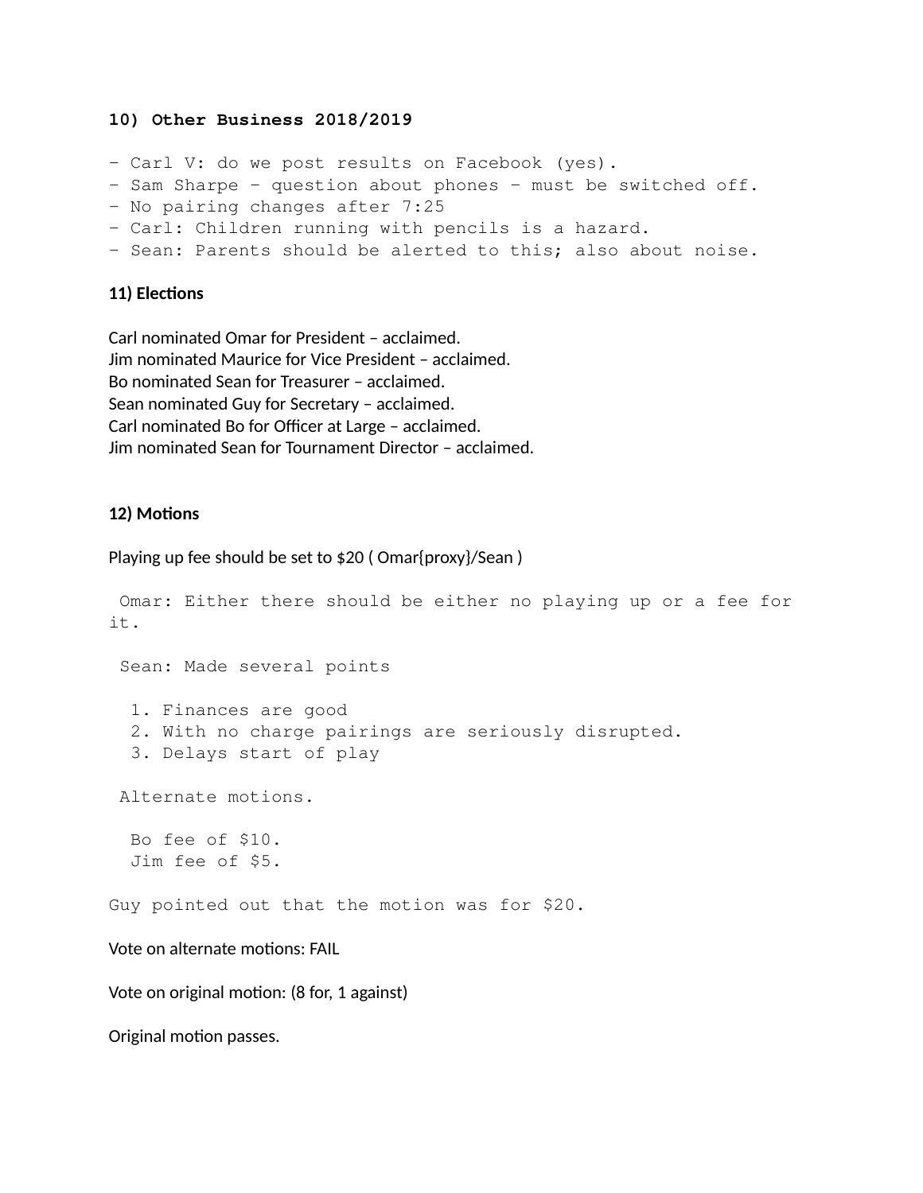**10) Other Business 2018/2019**

- Carl V: do we post results on Facebook (yes).
- Sam Sharpe – question about phones – must be switched off.
- No pairing changes after 7:25
- Carl: Children running with pencils is a hazard.
- Sean: Parents should be alerted to this; also about noise.

**11) Elections**

Carl nominated Omar for President – acclaimed.
Jim nominated Maurice for Vice President – acclaimed.
Bo nominated Sean for Treasurer – acclaimed.
Sean nominated Guy for Secretary – acclaimed.
Carl nominated Bo for Officer at Large – acclaimed.
Jim nominated Sean for Tournament Director – acclaimed.

**12) Motions**

Playing up fee should be set to $20 ( Omar{proxy}/Sean )

Omar: Either there should be either no playing up or a fee for it.

Sean: Made several points

1. Finances are good
2. With no charge pairings are seriously disrupted.
3. Delays start of play

Alternate motions.

Bo fee of $10.
Jim fee of $5.

Guy pointed out that the motion was for $20.

Vote on alternate motions: FAIL

Vote on original motion: (8 for, 1 against)

Original motion passes.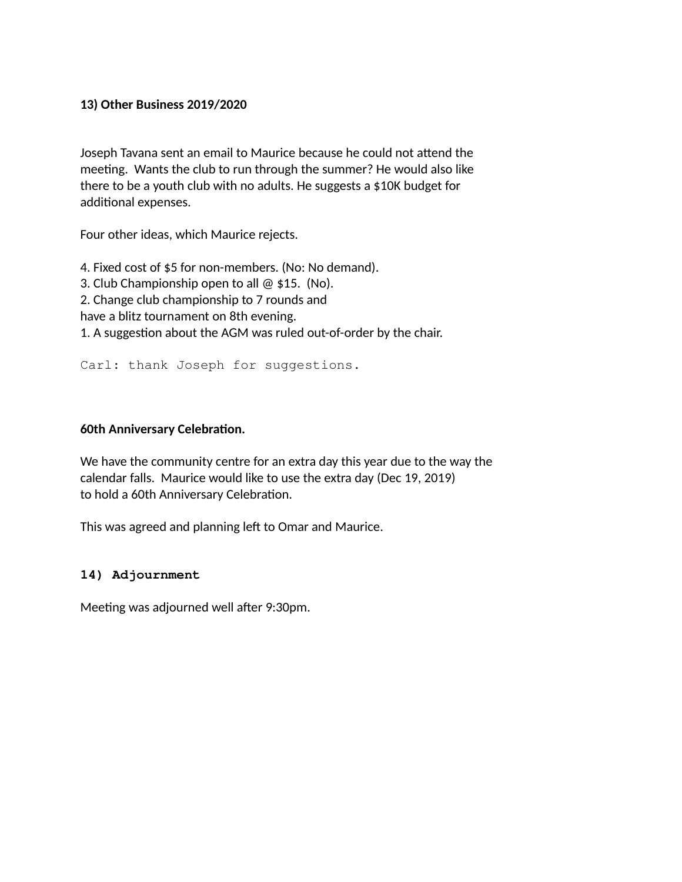**13) Other Business 2019/2020**

Joseph Tavana sent an email to Maurice because he could not attend the meeting. Wants the club to run through the summer? He would also like there to be a youth club with no adults. He suggests a $10K budget for additional expenses.

Four other ideas, which Maurice rejects.

4. Fixed cost of $5 for non-members. (No: No demand).
3. Club Championship open to all @ $15. (No).
2. Change club championship to 7 rounds and
have a blitz tournament on 8th evening.
1. A suggestion about the AGM was ruled out-of-order by the chair.

Carl: thank Joseph for suggestions.

**60th Anniversary Celebration.**

We have the community centre for an extra day this year due to the way the calendar falls. Maurice would like to use the extra day (Dec 19, 2019) to hold a 60th Anniversary Celebration.

This was agreed and planning left to Omar and Maurice.

**14) Adjournment**

Meeting was adjourned well after 9:30pm.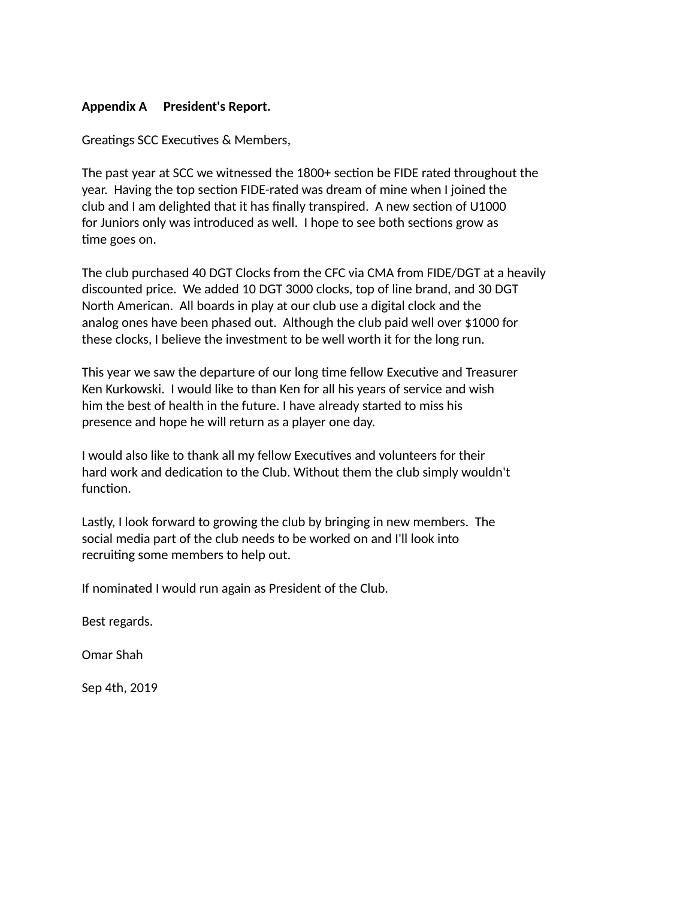**Appendix A President's Report.**

Greatings SCC Executives & Members,

The past year at SCC we witnessed the 1800+ section be FIDE rated throughout the year. Having the top section FIDE-rated was dream of mine when I joined the club and I am delighted that it has finally transpired. A new section of U1000 for Juniors only was introduced as well. I hope to see both sections grow as time goes on.

The club purchased 40 DGT Clocks from the CFC via CMA from FIDE/DGT at a heavily discounted price. We added 10 DGT 3000 clocks, top of line brand, and 30 DGT North American. All boards in play at our club use a digital clock and the analog ones have been phased out. Although the club paid well over $1000 for these clocks, I believe the investment to be well worth it for the long run.

This year we saw the departure of our long time fellow Executive and Treasurer Ken Kurkowski. I would like to than Ken for all his years of service and wish him the best of health in the future. I have already started to miss his presence and hope he will return as a player one day.

I would also like to thank all my fellow Executives and volunteers for their hard work and dedication to the Club. Without them the club simply wouldn't function.

Lastly, I look forward to growing the club by bringing in new members. The social media part of the club needs to be worked on and I'll look into recruiting some members to help out.

If nominated I would run again as President of the Club.

Best regards.

Omar Shah

Sep 4th, 2019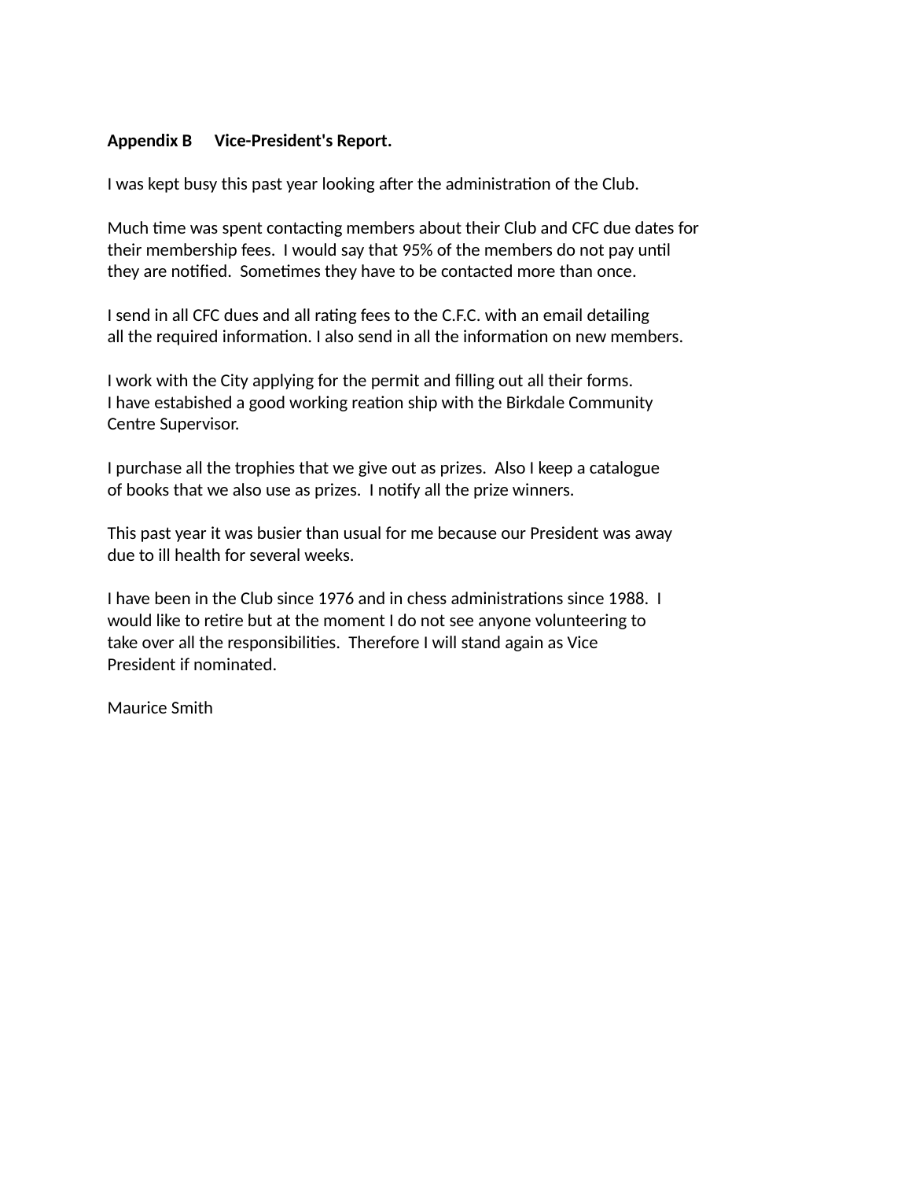**Appendix B Vice-President's Report.**

I was kept busy this past year looking after the administration of the Club.

Much time was spent contacting members about their Club and CFC due dates for their membership fees. I would say that 95% of the members do not pay until they are notified. Sometimes they have to be contacted more than once.

I send in all CFC dues and all rating fees to the C.F.C. with an email detailing all the required information. I also send in all the information on new members.

I work with the City applying for the permit and filling out all their forms. I have estabished a good working reation ship with the Birkdale Community Centre Supervisor.

I purchase all the trophies that we give out as prizes. Also I keep a catalogue of books that we also use as prizes. I notify all the prize winners.

This past year it was busier than usual for me because our President was away due to ill health for several weeks.

I have been in the Club since 1976 and in chess administrations since 1988. I would like to retire but at the moment I do not see anyone volunteering to take over all the responsibilities. Therefore I will stand again as Vice President if nominated.

Maurice Smith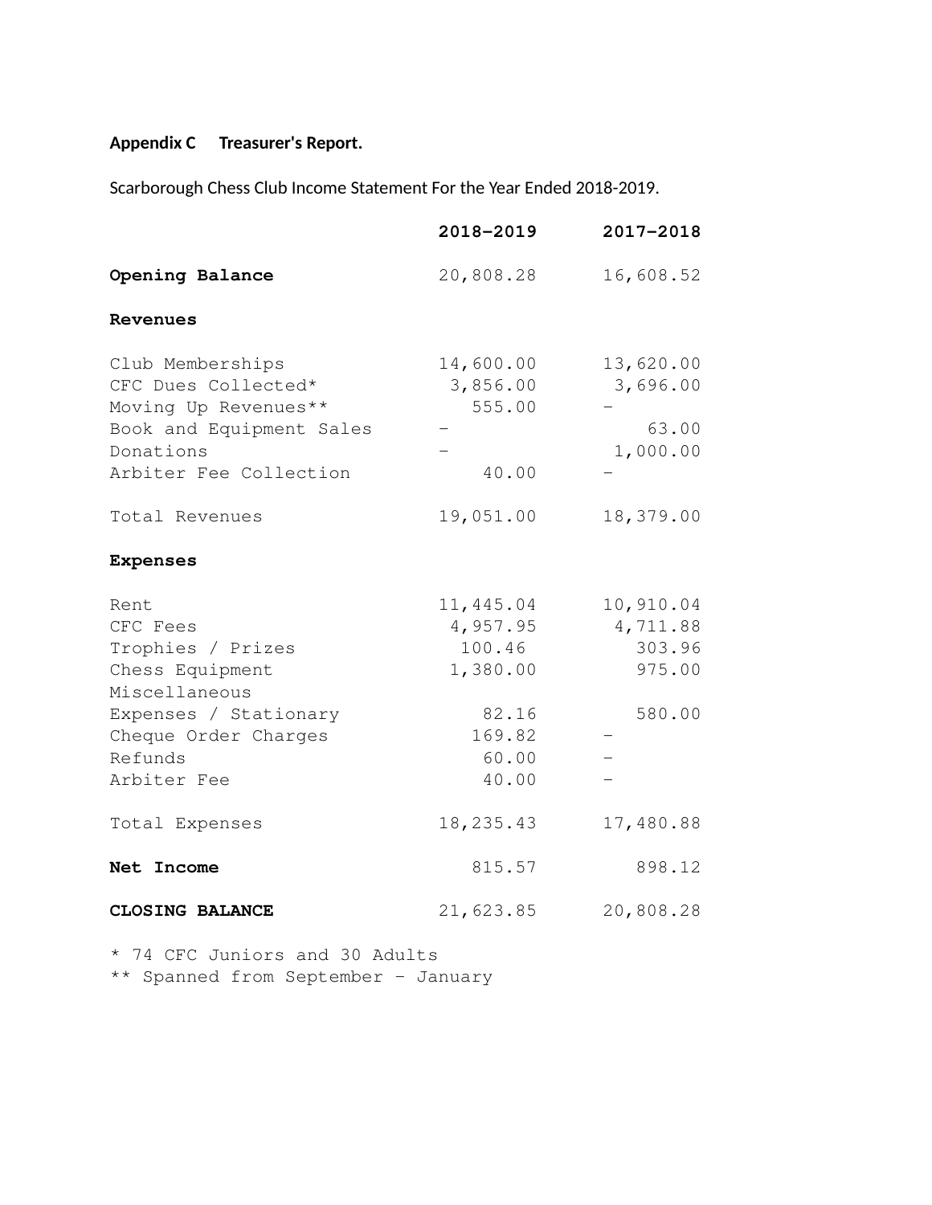**Appendix C Treasurer's Report.**

Scarborough Chess Club Income Statement For the Year Ended 2018-2019.

| | 2018–2019 | 2017–2018 |
|---|---|---|
| **Opening Balance** | 20,808.28 | 16,608.52 |
| **Revenues** | | |
| Club Memberships | 14,600.00 | 13,620.00 |
| CFC Dues Collected* | 3,856.00 | 3,696.00 |
| Moving Up Revenues** | 555.00 | – |
| Book and Equipment Sales | – | 63.00 |
| Donations | – | 1,000.00 |
| Arbiter Fee Collection | 40.00 | – |
| Total Revenues | 19,051.00 | 18,379.00 |
| **Expenses** | | |
| Rent | 11,445.04 | 10,910.04 |
| CFC Fees | 4,957.95 | 4,711.88 |
| Trophies / Prizes | 100.46 | 303.96 |
| Chess Equipment | 1,380.00 | 975.00 |
| Miscellaneous Expenses / Stationary | 82.16 | 580.00 |
| Cheque Order Charges | 169.82 | – |
| Refunds | 60.00 | – |
| Arbiter Fee | 40.00 | – |
| Total Expenses | 18,235.43 | 17,480.88 |
| **Net Income** | 815.57 | 898.12 |
| **CLOSING BALANCE** | 21,623.85 | 20,808.28 |

\* 74 CFC Juniors and 30 Adults

\*\* Spanned from September – January